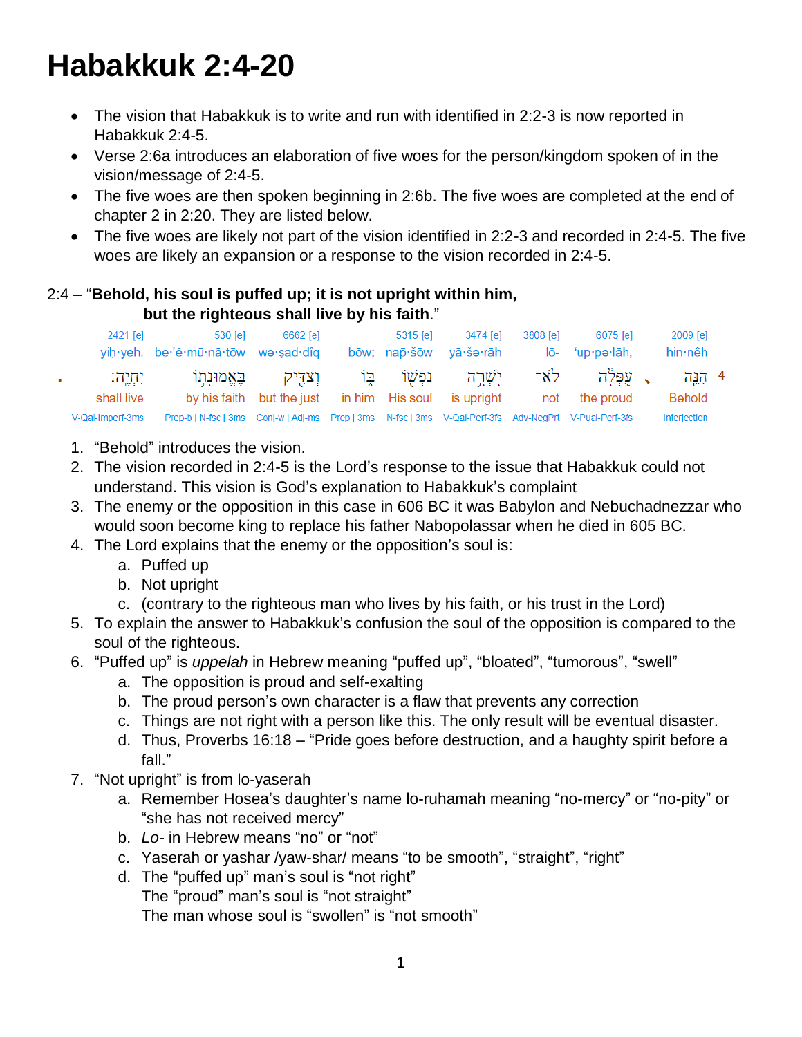# Habakkuk 2:4-20

- The vision that Habakkuk is to write and run with identified in 2:2-3 is now reported in Habakkuk 2:4-5.
- Verse 2:6a introduces an elaboration of five woes for the person/kingdom spoken of in the vision/message of 2:4-5.
- The five woes are then spoken beginning in 2:6b. The five woes are completed at the end of chapter 2 in 2:20. They are listed below.
- The five woes are likely not part of the vision identified in 2:2-3 and recorded in 2:4-5. The five woes are likely an expansion or a response to the vision recorded in 2:4-5.

2:4 – "**Behold, his soul is puffed up; it is not upright within him, but the righteous shall live by his faith**."

| 2421 [e] | 530 [e] | 6662 [e] | | 5315 [e] | 3474 [e] | 3808 [e] | 6075 [e] | 2009 [e] | |
|---|---|---|---|---|---|---|---|---|---|
| yiḥ·yeh. | be·'ĕ·mū·nā·ṯōw | wə·ṣad·dîq | bōw; | nap̄·šōw | yā·šə·rāh | lō- | 'up·pə·lāh, | hin·nêh | |
| יִחְיֶֽה׃ | בֶּאֱמוּנָת֥וֹ | וְצַדִּ֖יק | בּ֑וֹ | נַפְשׁ֖וֹ | יָֽשְׁרָ֥ה | לֹא־ | עֻפְּלָ֔ה | הִנֵּ֣ה | 4 |
| shall live | by his faith | but the just | in him | His soul | is upright | not | the proud | Behold | |
| V-Qal-Imperf-3ms | Prep-b \| N-fsc \| 3ms | Conj-w \| Adj-ms | Prep \| 3ms | N-fsc \| 3ms | V-Qal-Perf-3fs | Adv-NegPrt | V-Pual-Perf-3fs | Interjection | |

1. "Behold" introduces the vision.
2. The vision recorded in 2:4-5 is the Lord's response to the issue that Habakkuk could not understand. This vision is God's explanation to Habakkuk's complaint
3. The enemy or the opposition in this case in 606 BC it was Babylon and Nebuchadnezzar who would soon become king to replace his father Nabopolassar when he died in 605 BC.
4. The Lord explains that the enemy or the opposition's soul is:
   a. Puffed up
   b. Not upright
   c. (contrary to the righteous man who lives by his faith, or his trust in the Lord)
5. To explain the answer to Habakkuk's confusion the soul of the opposition is compared to the soul of the righteous.
6. "Puffed up" is *uppelah* in Hebrew meaning "puffed up", "bloated", "tumorous", "swell"
   a. The opposition is proud and self-exalting
   b. The proud person's own character is a flaw that prevents any correction
   c. Things are not right with a person like this. The only result will be eventual disaster.
   d. Thus, Proverbs 16:18 – "Pride goes before destruction, and a haughty spirit before a fall."
7. "Not upright" is from lo-yaserah
   a. Remember Hosea's daughter's name lo-ruhamah meaning "no-mercy" or "no-pity" or "she has not received mercy"
   b. *Lo-* in Hebrew means "no" or "not"
   c. Yaserah or yashar /yaw-shar/ means "to be smooth", "straight", "right"
   d. The "puffed up" man's soul is "not right"
      The "proud" man's soul is "not straight"
      The man whose soul is "swollen" is "not smooth"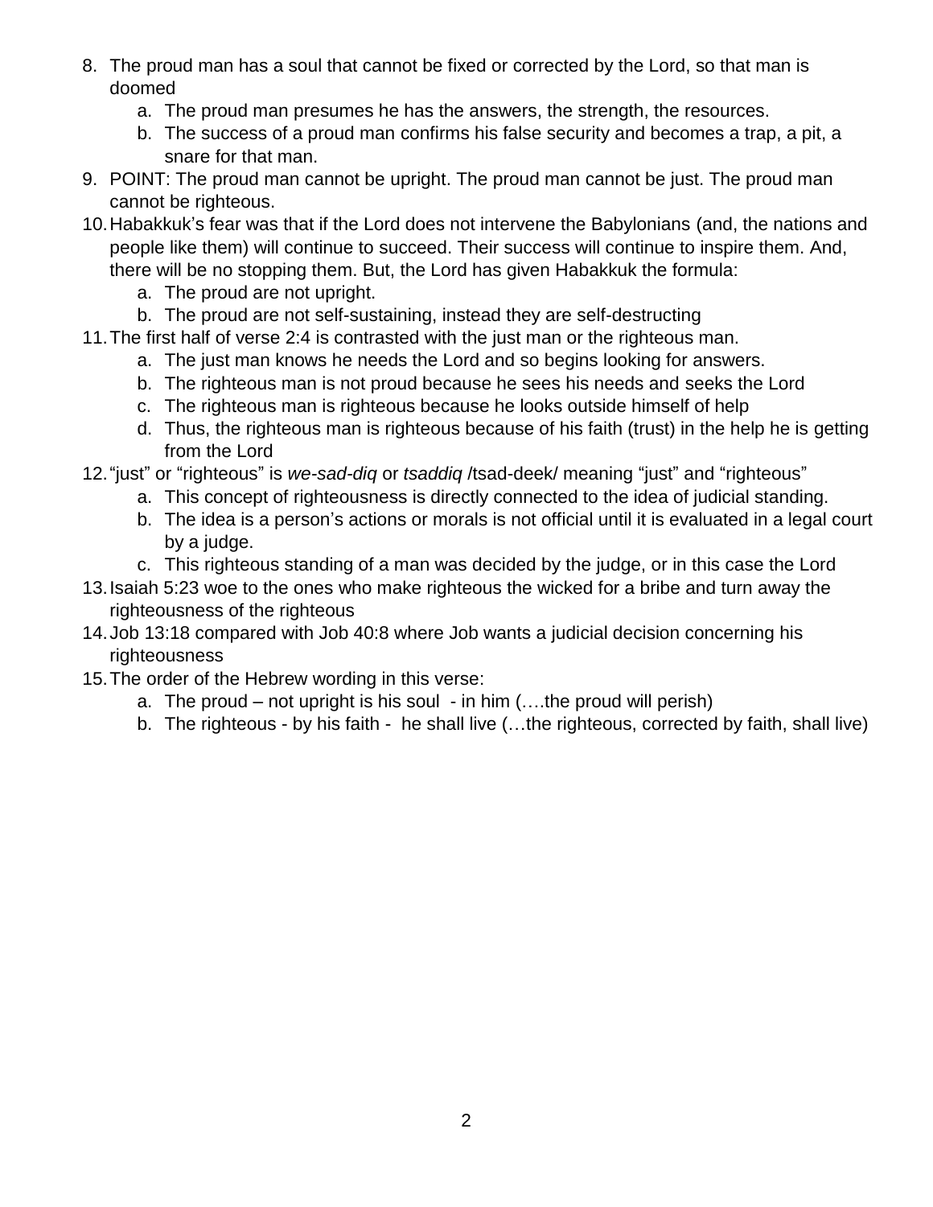8. The proud man has a soul that cannot be fixed or corrected by the Lord, so that man is doomed
   a. The proud man presumes he has the answers, the strength, the resources.
   b. The success of a proud man confirms his false security and becomes a trap, a pit, a snare for that man.
9. POINT: The proud man cannot be upright. The proud man cannot be just. The proud man cannot be righteous.
10. Habakkuk's fear was that if the Lord does not intervene the Babylonians (and, the nations and people like them) will continue to succeed. Their success will continue to inspire them. And, there will be no stopping them. But, the Lord has given Habakkuk the formula:
    a. The proud are not upright.
    b. The proud are not self-sustaining, instead they are self-destructing
11. The first half of verse 2:4 is contrasted with the just man or the righteous man.
    a. The just man knows he needs the Lord and so begins looking for answers.
    b. The righteous man is not proud because he sees his needs and seeks the Lord
    c. The righteous man is righteous because he looks outside himself of help
    d. Thus, the righteous man is righteous because of his faith (trust) in the help he is getting from the Lord
12. "just" or "righteous" is *we-sad-diq* or *tsaddiq* /tsad-deek/ meaning "just" and "righteous"
    a. This concept of righteousness is directly connected to the idea of judicial standing.
    b. The idea is a person's actions or morals is not official until it is evaluated in a legal court by a judge.
    c. This righteous standing of a man was decided by the judge, or in this case the Lord
13. Isaiah 5:23 woe to the ones who make righteous the wicked for a bribe and turn away the righteousness of the righteous
14. Job 13:18 compared with Job 40:8 where Job wants a judicial decision concerning his righteousness
15. The order of the Hebrew wording in this verse:
    a. The proud – not upright is his soul - in him (….the proud will perish)
    b. The righteous - by his faith - he shall live (…the righteous, corrected by faith, shall live)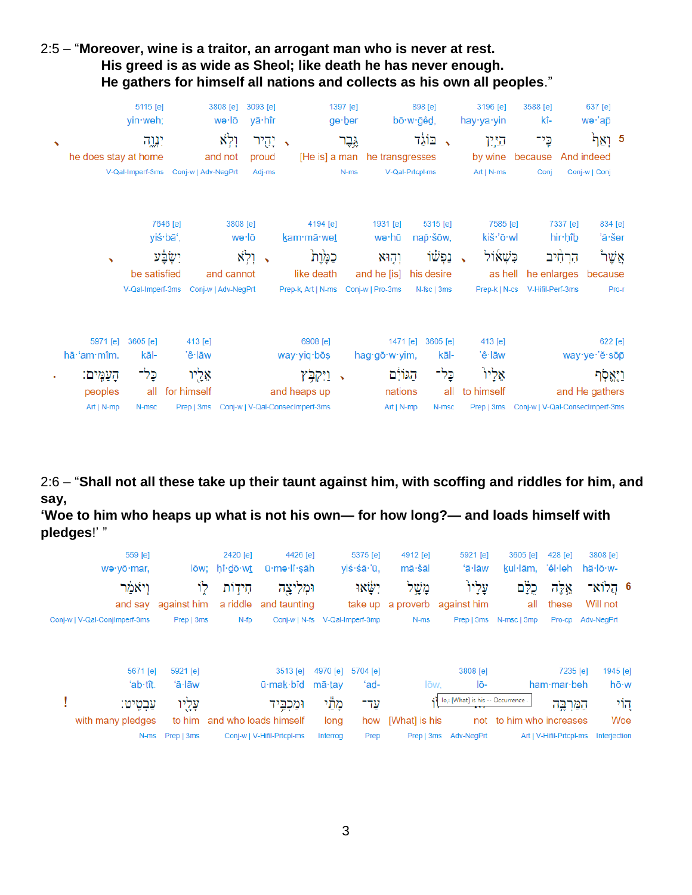2:5 – “**Moreover, wine is a traitor, an arrogant man who is never at rest.**
**His greed is as wide as Sheol; like death he has never enough.**
**He gathers for himself all nations and collects as his own all peoples**.”

| 5115 [e] | 3808 [e] | 3093 [e] | 1397 [e] | 898 [e] | 3196 [e] | 3588 [e] | 637 [e] |
|---|---|---|---|---|---|---|---|
| yin·weh; | wə·lō | yā·hîr | ge·ḇer | bō·w·ḡêḏ, | hay·ya·yin | kî- | wə·’ap̄ |
| יִנְוֶה | וְלֹא | יָהִיר | גֶּבֶר | בּוֹגֵד | הַיַּיִן | כִּי־ | וְאַף |
| he does stay at home | and not | proud | [He is] a man | he transgresses | by wine | because | And indeed |
| V-Qal-Imperf-3ms | Conj-w \| Adv-NegPrt | Adj-ms | N-ms | V-Qal-Prtcpl-ms | Art \| N-ms | Conj | Conj-w \| Conj |

| 7646 [e] | 3808 [e] | 4194 [e] | 1931 [e] | 5315 [e] | 7585 [e] | 7337 [e] | 834 [e] |
|---|---|---|---|---|---|---|---|
| yiś·bā‘, | wə·lō | ḵam·mā·weṯ | wə·hū | nap̄·šōw, | kiš·’ō·wl | hir·ḥîḇ | ’ă·šer |
| יִשְׂבָּע | וְלֹא | כַמָּוֶת | וְהוּא | נַפְשׁוֹ | כִּשְׁאוֹל | הִרְחִיב | אֲשֶׁר |
| be satisfied | and cannot | like death | and he [is] | his desire | as hell | he enlarges | because |
| V-Qal-Imperf-3ms | Conj-w \| Adv-NegPrt | Prep-k, Art \| N-ms | Conj-w \| Pro-3ms | N-fsc \| 3ms | Prep-k \| N-cs | V-Hifil-Perf-3ms | Pro-r |

| 5971 [e] | 3605 [e] | 413 [e] | 6908 [e] | 1471 [e] | 3605 [e] | 413 [e] | 622 [e] |
|---|---|---|---|---|---|---|---|
| hā·‘am·mîm. | kāl- | ’ê·lāw | way·yiq·bōṣ | hag·gō·w·yim, | kāl- | ’ê·lāw | way·ye·’ĕ·sōp̄ |
| הָעַמִּים׃ | כָּל־ | אֵלָיו | וַיִּקְבֹּץ | הַגּוֹיִם | כָּל־ | אֵלָיו | וַיֶּאֱסֹף |
| peoples | all | for himself | and heaps up | nations | all | to himself | and He gathers |
| Art \| N-mp | N-msc | Prep \| 3ms | Conj-w \| V-Qal-ConsecImperf-3ms | Art \| N-mp | N-msc | Prep \| 3ms | Conj-w \| V-Qal-ConsecImperf-3ms |

2:6 – “**Shall not all these take up their taunt against him, with scoffing and riddles for him, and say,**
**‘Woe to him who heaps up what is not his own— for how long?— and loads himself with pledges!**’ ”

| 559 [e] | | 2420 [e] | 4426 [e] | 5375 [e] | 4912 [e] | 5921 [e] | 3605 [e] | 428 [e] | 3808 [e] |
|---|---|---|---|---|---|---|---|---|---|
| wə·yō·mar, | lōw; | ḥî·ḏō·wṯ | ū·mə·lî·ṣāh | yiś·śā·’ū, | mā·šāl | ‘ā·lāw | ḵul·lām, | ’êl·leh | hă·lō·w- |
| וְיֹאמַר | לוֹ | חִידוֹת | וּמְלִיצָה | יִשָּׂאוּ | מָשָׁל | עָלָיו | כֻּלָּם | אֵלֶּה | הֲלוֹא־ |
| and say | against him | a riddle | and taunting | take up | a proverb | against him | all | these | Will not |
| Conj-w \| V-Qal-ConjImperf-3ms | Prep \| 3ms | N-fp | Conj-w \| N-fs | V-Qal-Imperf-3mp | N-ms | Prep \| 3ms | N-msc \| 3mp | Pro-cp | Adv-NegPrt |

| 5671 [e] | 5921 [e] | 3513 [e] | 4970 [e] | 5704 [e] | | 3808 [e] | 7235 [e] | 1945 [e] |
|---|---|---|---|---|---|---|---|---|
| ‘aḇ·ṭîṭ. | ‘ā·lāw | ū·mak·bîḏ | mā·ṯay | ‘ad- | lōw, | lō- | ham·mar·beh | hō·w |
| עַבְטִיט׃ | עָלָיו | וּמַכְבִּיד | מָתַי | עַד־ | לוֹ | לֹּא־ | הַמַּרְבֶּה | הוֹי |
| with many pledges | to him | and who loads himself | long | how | [What] is his | not | to him who increases | Woe |
| N-ms | Prep \| 3ms | Conj-w \| V-Hifil-Prtcpl-ms | Interrog | Prep | Prep \| 3ms | Adv-NegPrt | Art \| V-Hifil-Prtcpl-ms | Interjection |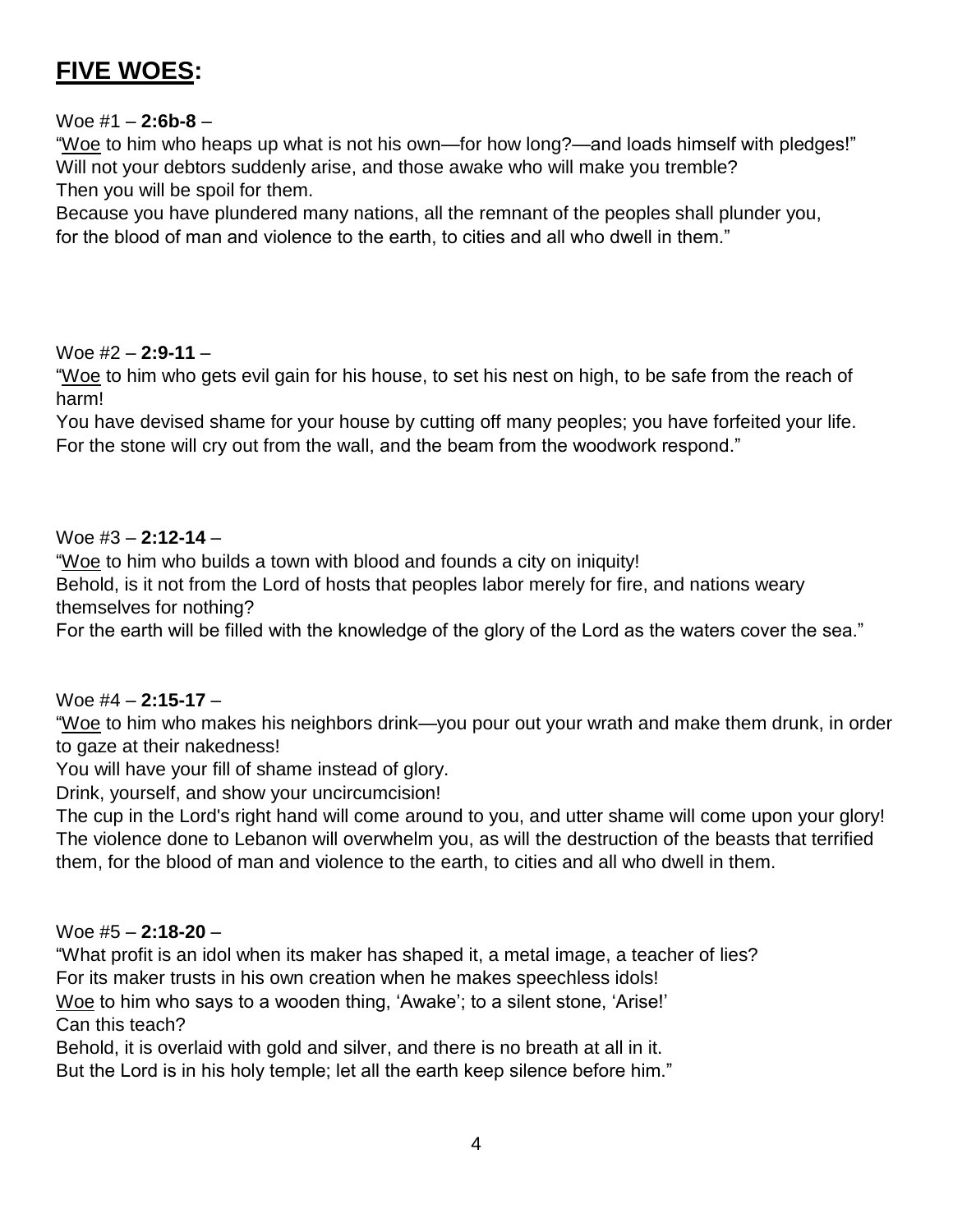## **FIVE WOES:**

Woe #1 – **2:6b-8** –

"Woe to him who heaps up what is not his own—for how long?—and loads himself with pledges!"
Will not your debtors suddenly arise, and those awake who will make you tremble?
Then you will be spoil for them.
Because you have plundered many nations, all the remnant of the peoples shall plunder you,
for the blood of man and violence to the earth, to cities and all who dwell in them."

Woe #2 – **2:9-11** –

"Woe to him who gets evil gain for his house, to set his nest on high, to be safe from the reach of harm!
You have devised shame for your house by cutting off many peoples; you have forfeited your life.
For the stone will cry out from the wall, and the beam from the woodwork respond."

Woe #3 – **2:12-14** –

"Woe to him who builds a town with blood and founds a city on iniquity!
Behold, is it not from the Lord of hosts that peoples labor merely for fire, and nations weary themselves for nothing?
For the earth will be filled with the knowledge of the glory of the Lord as the waters cover the sea."

Woe #4 – **2:15-17** –

"Woe to him who makes his neighbors drink—you pour out your wrath and make them drunk, in order to gaze at their nakedness!
You will have your fill of shame instead of glory.
Drink, yourself, and show your uncircumcision!
The cup in the Lord's right hand will come around to you, and utter shame will come upon your glory!
The violence done to Lebanon will overwhelm you, as will the destruction of the beasts that terrified them, for the blood of man and violence to the earth, to cities and all who dwell in them.

Woe #5 – **2:18-20** –

"What profit is an idol when its maker has shaped it, a metal image, a teacher of lies?
For its maker trusts in his own creation when he makes speechless idols!
Woe to him who says to a wooden thing, 'Awake'; to a silent stone, 'Arise!'
Can this teach?
Behold, it is overlaid with gold and silver, and there is no breath at all in it.
But the Lord is in his holy temple; let all the earth keep silence before him."